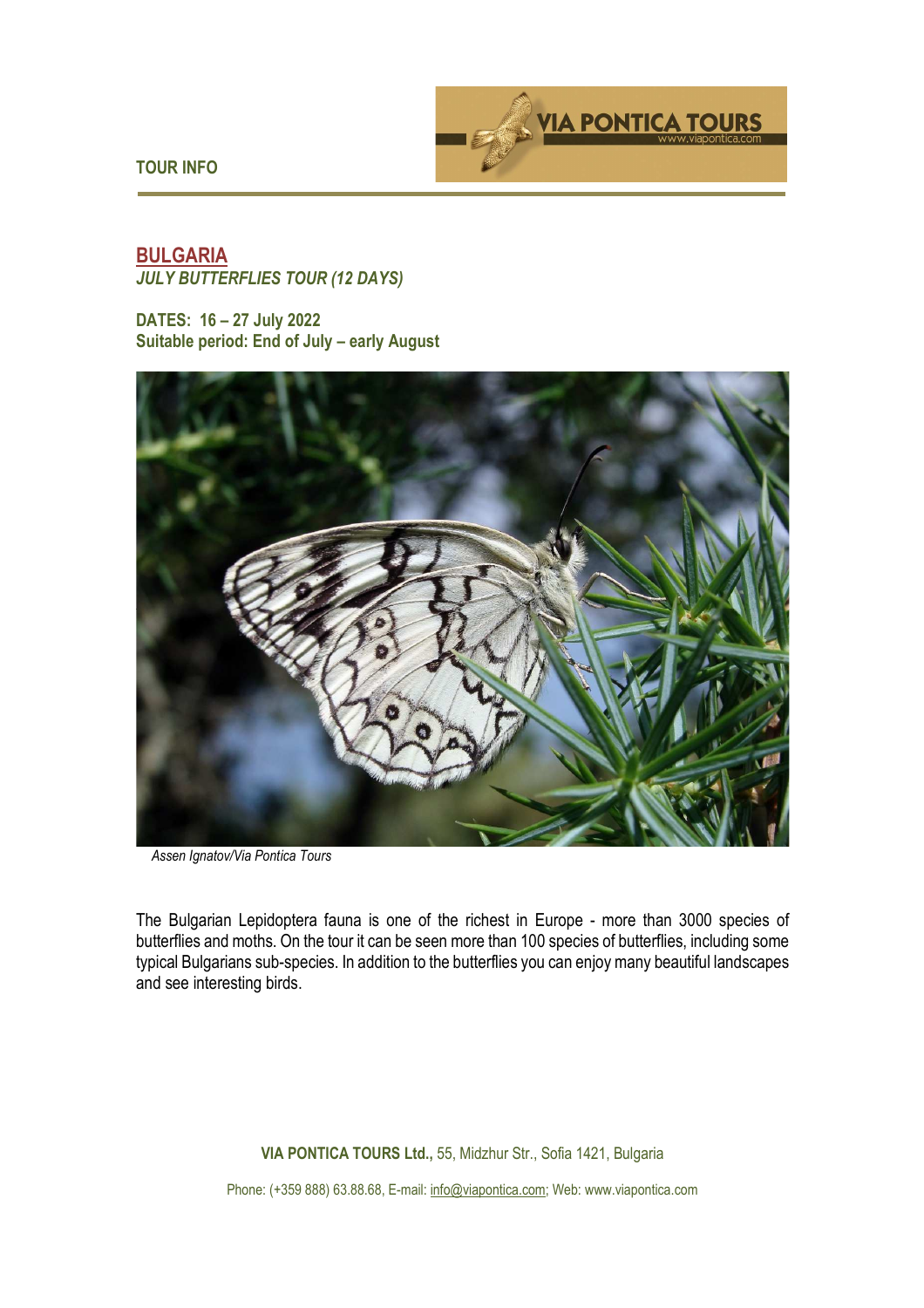TOUR INFO

## BULGARIA

*JULY BUTTERFLIES TOUR (12 DAYS)*

**DATES: 16 – 27 July 2022**
**Suitable period: End of July – early August**

*Assen Ignatov/Via Pontica Tours*

The Bulgarian Lepidoptera fauna is one of the richest in Europe - more than 3000 species of butterflies and moths. On the tour it can be seen more than 100 species of butterflies, including some typical Bulgarians sub-species. In addition to the butterflies you can enjoy many beautiful landscapes and see interesting birds.

**VIA PONTICA TOURS Ltd.,** 55, Midzhur Str., Sofia 1421, Bulgaria

Phone: (+359 888) 63.88.68, E-mail: info@viapontica.com; Web: www.viapontica.com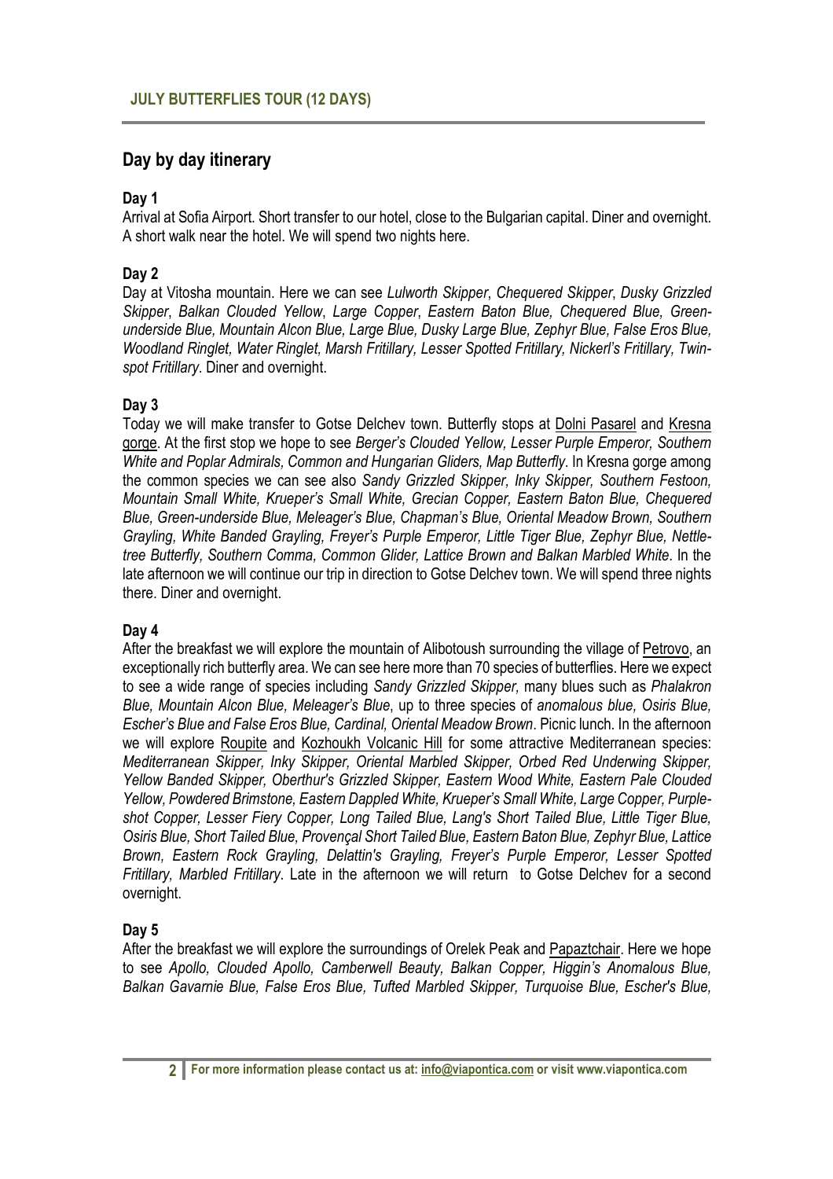## JULY BUTTERFLIES TOUR (12 DAYS)

# Day by day itinerary

### Day 1

Arrival at Sofia Airport. Short transfer to our hotel, close to the Bulgarian capital. Diner and overnight. A short walk near the hotel. We will spend two nights here.

### Day 2

Day at Vitosha mountain. Here we can see *Lulworth Skipper*, *Chequered Skipper*, *Dusky Grizzled Skipper*, *Balkan Clouded Yellow*, *Large Copper*, *Eastern Baton Blue, Chequered Blue, Green-underside Blue, Mountain Alcon Blue, Large Blue, Dusky Large Blue, Zephyr Blue, False Eros Blue, Woodland Ringlet, Water Ringlet, Marsh Fritillary, Lesser Spotted Fritillary, Nickerl's Fritillary, Twin-spot Fritillary*. Diner and overnight.

### Day 3

Today we will make transfer to Gotse Delchev town. Butterfly stops at Dolni Pasarel and Kresna gorge. At the first stop we hope to see *Berger's Clouded Yellow, Lesser Purple Emperor, Southern White and Poplar Admirals, Common and Hungarian Gliders, Map Butterfly*. In Kresna gorge among the common species we can see also *Sandy Grizzled Skipper, Inky Skipper, Southern Festoon, Mountain Small White, Krueper's Small White, Grecian Copper, Eastern Baton Blue, Chequered Blue, Green-underside Blue, Meleager's Blue, Chapman's Blue, Oriental Meadow Brown, Southern Grayling, White Banded Grayling, Freyer's Purple Emperor, Little Tiger Blue, Zephyr Blue, Nettle-tree Butterfly, Southern Comma, Common Glider, Lattice Brown and Balkan Marbled White*. In the late afternoon we will continue our trip in direction to Gotse Delchev town. We will spend three nights there. Diner and overnight.

### Day 4

After the breakfast we will explore the mountain of Alibotoush surrounding the village of Petrovo, an exceptionally rich butterfly area. We can see here more than 70 species of butterflies. Here we expect to see a wide range of species including *Sandy Grizzled Skipper*, many blues such as *Phalakron Blue, Mountain Alcon Blue, Meleager's Blue*, up to three species of *anomalous blue, Osiris Blue, Escher's Blue and False Eros Blue, Cardinal, Oriental Meadow Brown*. Picnic lunch. In the afternoon we will explore Roupite and Kozhoukh Volcanic Hill for some attractive Mediterranean species: *Mediterranean Skipper, Inky Skipper, Oriental Marbled Skipper, Orbed Red Underwing Skipper, Yellow Banded Skipper, Oberthur's Grizzled Skipper, Eastern Wood White, Eastern Pale Clouded Yellow, Powdered Brimstone, Eastern Dappled White, Krueper's Small White, Large Copper, Purple-shot Copper, Lesser Fiery Copper, Long Tailed Blue, Lang's Short Tailed Blue, Little Tiger Blue, Osiris Blue, Short Tailed Blue, Provençal Short Tailed Blue, Eastern Baton Blue, Zephyr Blue, Lattice Brown, Eastern Rock Grayling, Delattin's Grayling, Freyer's Purple Emperor, Lesser Spotted Fritillary, Marbled Fritillary*. Late in the afternoon we will return to Gotse Delchev for a second overnight.

### Day 5

After the breakfast we will explore the surroundings of Orelek Peak and Papaztchair. Here we hope to see *Apollo, Clouded Apollo, Camberwell Beauty, Balkan Copper, Higgin's Anomalous Blue, Balkan Gavarnie Blue, False Eros Blue, Tufted Marbled Skipper, Turquoise Blue, Escher's Blue,*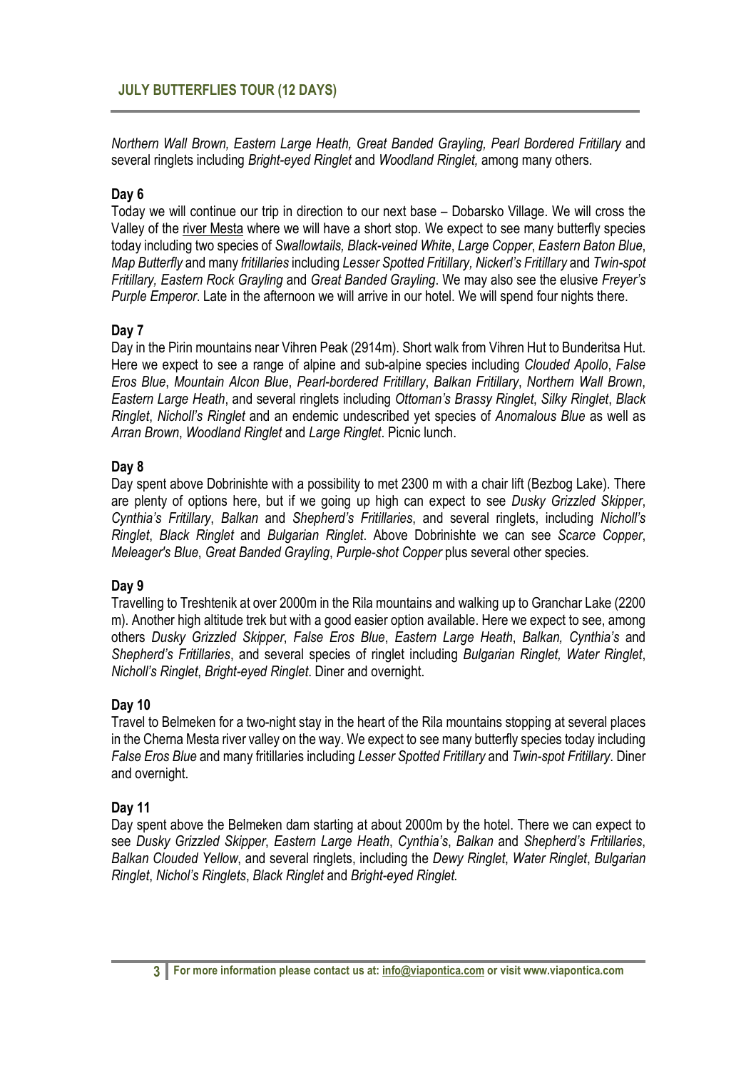*Northern Wall Brown, Eastern Large Heath, Great Banded Grayling, Pearl Bordered Fritillary* and several ringlets including *Bright-eyed Ringlet* and *Woodland Ringlet,* among many others.

### Day 6

Today we will continue our trip in direction to our next base – Dobarsko Village. We will cross the Valley of the river Mesta where we will have a short stop. We expect to see many butterfly species today including two species of *Swallowtails*, *Black-veined White*, *Large Copper*, *Eastern Baton Blue*, *Map Butterfly* and many *fritillaries* including *Lesser Spotted Fritillary, Nickerl's Fritillary* and *Twin-spot Fritillary, Eastern Rock Grayling* and *Great Banded Grayling*. We may also see the elusive *Freyer's Purple Emperor*. Late in the afternoon we will arrive in our hotel. We will spend four nights there.

### Day 7

Day in the Pirin mountains near Vihren Peak (2914m). Short walk from Vihren Hut to Bunderitsa Hut. Here we expect to see a range of alpine and sub-alpine species including *Clouded Apollo*, *False Eros Blue*, *Mountain Alcon Blue*, *Pearl-bordered Fritillary*, *Balkan Fritillary*, *Northern Wall Brown*, *Eastern Large Heath*, and several ringlets including *Ottoman's Brassy Ringlet*, *Silky Ringlet*, *Black Ringlet*, *Nicholl's Ringlet* and an endemic undescribed yet species of *Anomalous Blue* as well as *Arran Brown*, *Woodland Ringlet* and *Large Ringlet*. Picnic lunch.

### Day 8

Day spent above Dobrinishte with a possibility to met 2300 m with a chair lift (Bezbog Lake). There are plenty of options here, but if we going up high can expect to see *Dusky Grizzled Skipper*, *Cynthia's Fritillary*, *Balkan* and *Shepherd's Fritillaries*, and several ringlets, including *Nicholl's Ringlet*, *Black Ringlet* and *Bulgarian Ringlet*. Above Dobrinishte we can see *Scarce Copper*, *Meleager's Blue*, *Great Banded Grayling*, *Purple-shot Copper* plus several other species.

### Day 9

Travelling to Treshtenik at over 2000m in the Rila mountains and walking up to Granchar Lake (2200 m). Another high altitude trek but with a good easier option available. Here we expect to see, among others *Dusky Grizzled Skipper*, *False Eros Blue*, *Eastern Large Heath*, *Balkan, Cynthia's* and *Shepherd's Fritillaries*, and several species of ringlet including *Bulgarian Ringlet, Water Ringlet*, *Nicholl's Ringlet*, *Bright-eyed Ringlet*. Diner and overnight.

### Day 10

Travel to Belmeken for a two-night stay in the heart of the Rila mountains stopping at several places in the Cherna Mesta river valley on the way. We expect to see many butterfly species today including *False Eros Blue* and many fritillaries including *Lesser Spotted Fritillary* and *Twin-spot Fritillary*. Diner and overnight.

### Day 11

Day spent above the Belmeken dam starting at about 2000m by the hotel. There we can expect to see *Dusky Grizzled Skipper*, *Eastern Large Heath*, *Cynthia's*, *Balkan* and *Shepherd's Fritillaries*, *Balkan Clouded Yellow*, and several ringlets, including the *Dewy Ringlet*, *Water Ringlet*, *Bulgarian Ringlet*, *Nichol's Ringlets*, *Black Ringlet* and *Bright-eyed Ringlet.*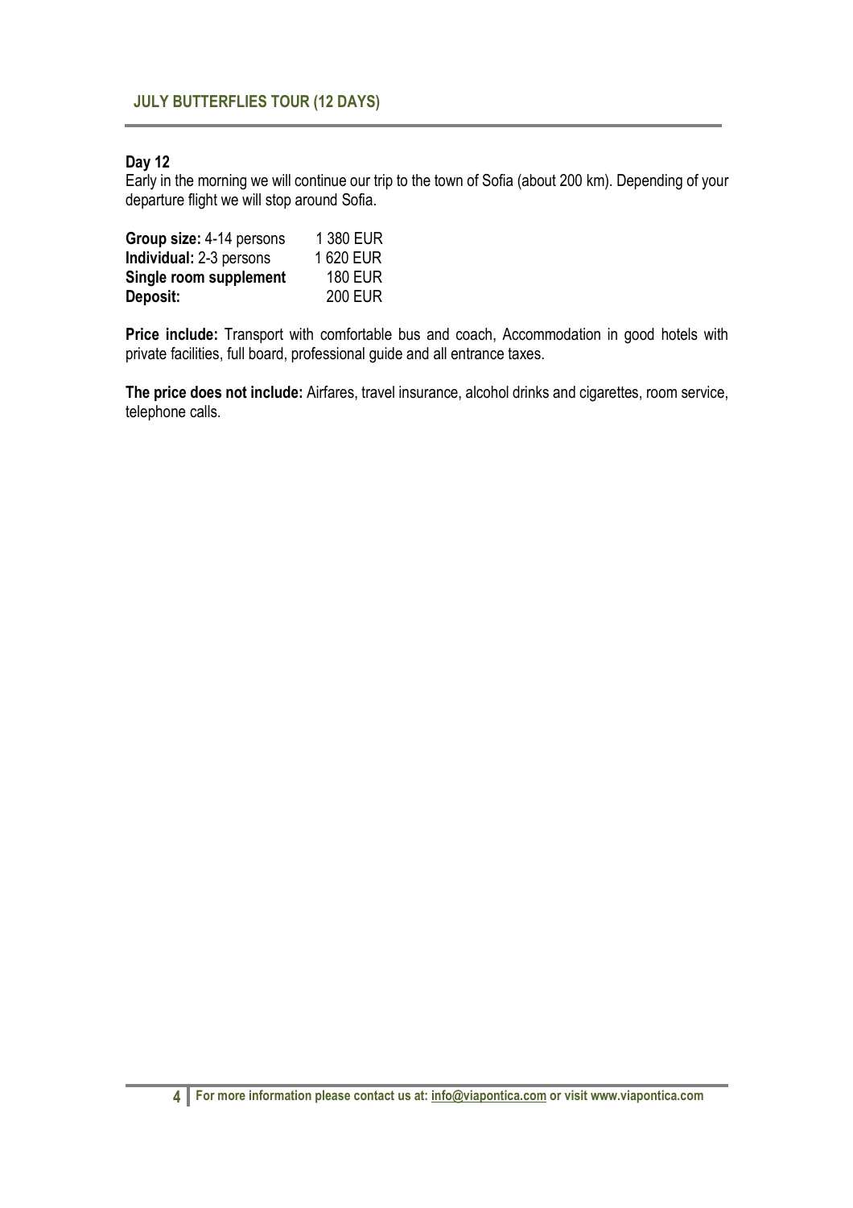## Day 12

Early in the morning we will continue our trip to the town of Sofia (about 200 km). Depending of your departure flight we will stop around Sofia.

| | |
|---|---|
| **Group size:** 4-14 persons | 1 380 EUR |
| **Individual:** 2-3 persons | 1 620 EUR |
| **Single room supplement** | 180 EUR |
| **Deposit:** | 200 EUR |

**Price include:** Transport with comfortable bus and coach, Accommodation in good hotels with private facilities, full board, professional guide and all entrance taxes.

**The price does not include:** Airfares, travel insurance, alcohol drinks and cigarettes, room service, telephone calls.